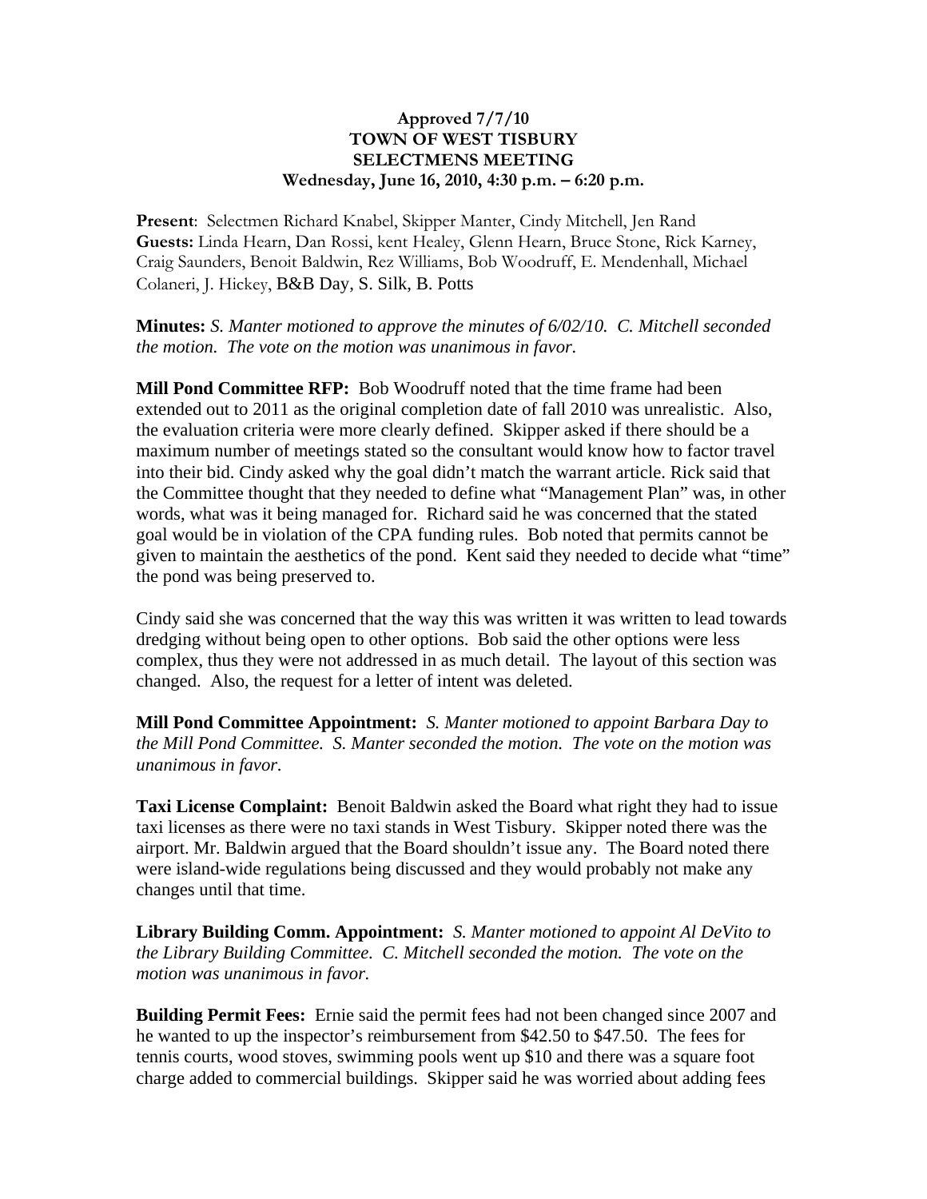**Approved 7/7/10**
**TOWN OF WEST TISBURY**
**SELECTMENS MEETING**
**Wednesday, June 16, 2010, 4:30 p.m. – 6:20 p.m.**

**Present**: Selectmen Richard Knabel, Skipper Manter, Cindy Mitchell, Jen Rand
**Guests:** Linda Hearn, Dan Rossi, kent Healey, Glenn Hearn, Bruce Stone, Rick Karney, Craig Saunders, Benoit Baldwin, Rez Williams, Bob Woodruff, E. Mendenhall, Michael Colaneri, J. Hickey, B&B Day, S. Silk, B. Potts

**Minutes:** *S. Manter motioned to approve the minutes of 6/02/10. C. Mitchell seconded the motion. The vote on the motion was unanimous in favor.*

**Mill Pond Committee RFP:** Bob Woodruff noted that the time frame had been extended out to 2011 as the original completion date of fall 2010 was unrealistic. Also, the evaluation criteria were more clearly defined. Skipper asked if there should be a maximum number of meetings stated so the consultant would know how to factor travel into their bid. Cindy asked why the goal didn't match the warrant article. Rick said that the Committee thought that they needed to define what "Management Plan" was, in other words, what was it being managed for. Richard said he was concerned that the stated goal would be in violation of the CPA funding rules. Bob noted that permits cannot be given to maintain the aesthetics of the pond. Kent said they needed to decide what "time" the pond was being preserved to.

Cindy said she was concerned that the way this was written it was written to lead towards dredging without being open to other options. Bob said the other options were less complex, thus they were not addressed in as much detail. The layout of this section was changed. Also, the request for a letter of intent was deleted.

**Mill Pond Committee Appointment:** *S. Manter motioned to appoint Barbara Day to the Mill Pond Committee. S. Manter seconded the motion. The vote on the motion was unanimous in favor.*

**Taxi License Complaint:** Benoit Baldwin asked the Board what right they had to issue taxi licenses as there were no taxi stands in West Tisbury. Skipper noted there was the airport. Mr. Baldwin argued that the Board shouldn't issue any. The Board noted there were island-wide regulations being discussed and they would probably not make any changes until that time.

**Library Building Comm. Appointment:** *S. Manter motioned to appoint Al DeVito to the Library Building Committee. C. Mitchell seconded the motion. The vote on the motion was unanimous in favor.*

**Building Permit Fees:** Ernie said the permit fees had not been changed since 2007 and he wanted to up the inspector's reimbursement from $42.50 to $47.50. The fees for tennis courts, wood stoves, swimming pools went up $10 and there was a square foot charge added to commercial buildings. Skipper said he was worried about adding fees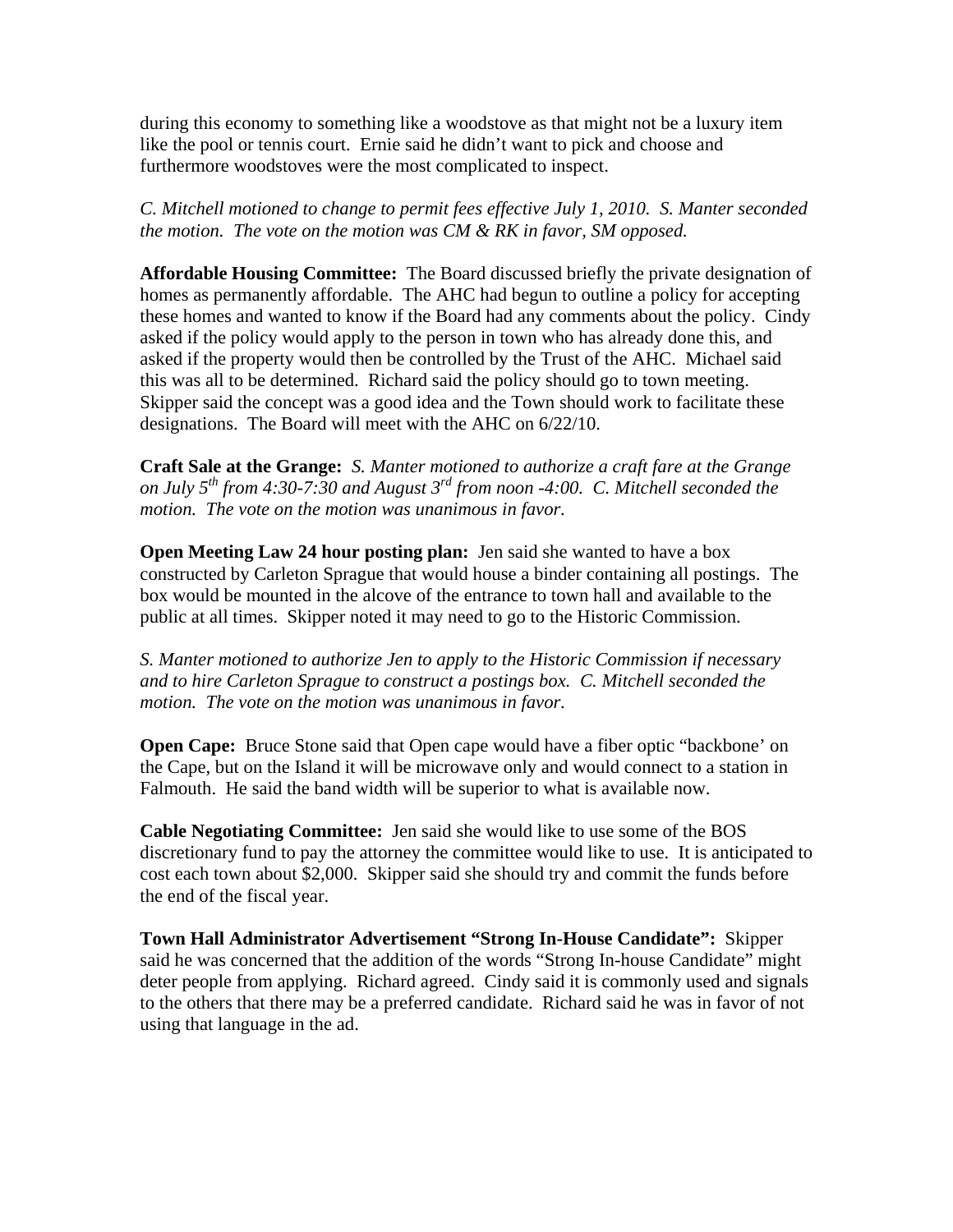during this economy to something like a woodstove as that might not be a luxury item like the pool or tennis court. Ernie said he didn't want to pick and choose and furthermore woodstoves were the most complicated to inspect.

*C. Mitchell motioned to change to permit fees effective July 1, 2010. S. Manter seconded the motion. The vote on the motion was CM & RK in favor, SM opposed.*

**Affordable Housing Committee:** The Board discussed briefly the private designation of homes as permanently affordable. The AHC had begun to outline a policy for accepting these homes and wanted to know if the Board had any comments about the policy. Cindy asked if the policy would apply to the person in town who has already done this, and asked if the property would then be controlled by the Trust of the AHC. Michael said this was all to be determined. Richard said the policy should go to town meeting. Skipper said the concept was a good idea and the Town should work to facilitate these designations. The Board will meet with the AHC on 6/22/10.

**Craft Sale at the Grange:** *S. Manter motioned to authorize a craft fare at the Grange on July 5th from 4:30-7:30 and August 3rd from noon -4:00. C. Mitchell seconded the motion. The vote on the motion was unanimous in favor.*

**Open Meeting Law 24 hour posting plan:** Jen said she wanted to have a box constructed by Carleton Sprague that would house a binder containing all postings. The box would be mounted in the alcove of the entrance to town hall and available to the public at all times. Skipper noted it may need to go to the Historic Commission.

*S. Manter motioned to authorize Jen to apply to the Historic Commission if necessary and to hire Carleton Sprague to construct a postings box. C. Mitchell seconded the motion. The vote on the motion was unanimous in favor.*

**Open Cape:** Bruce Stone said that Open cape would have a fiber optic "backbone' on the Cape, but on the Island it will be microwave only and would connect to a station in Falmouth. He said the band width will be superior to what is available now.

**Cable Negotiating Committee:** Jen said she would like to use some of the BOS discretionary fund to pay the attorney the committee would like to use. It is anticipated to cost each town about $2,000. Skipper said she should try and commit the funds before the end of the fiscal year.

**Town Hall Administrator Advertisement "Strong In-House Candidate":** Skipper said he was concerned that the addition of the words "Strong In-house Candidate" might deter people from applying. Richard agreed. Cindy said it is commonly used and signals to the others that there may be a preferred candidate. Richard said he was in favor of not using that language in the ad.